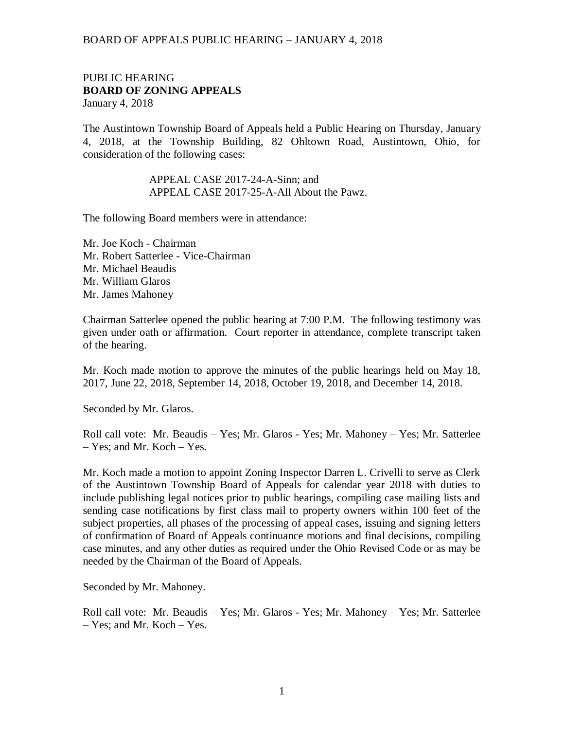PUBLIC HEARING
**BOARD OF ZONING APPEALS**
January 4, 2018

The Austintown Township Board of Appeals held a Public Hearing on Thursday, January 4, 2018, at the Township Building, 82 Ohltown Road, Austintown, Ohio, for consideration of the following cases:

APPEAL CASE 2017-24-A-Sinn; and
APPEAL CASE 2017-25-A-All About the Pawz.

The following Board members were in attendance:

Mr. Joe Koch - Chairman
Mr. Robert Satterlee - Vice-Chairman
Mr. Michael Beaudis
Mr. William Glaros
Mr. James Mahoney

Chairman Satterlee opened the public hearing at 7:00 P.M. The following testimony was given under oath or affirmation. Court reporter in attendance, complete transcript taken of the hearing.

Mr. Koch made motion to approve the minutes of the public hearings held on May 18, 2017, June 22, 2018, September 14, 2018, October 19, 2018, and December 14, 2018.

Seconded by Mr. Glaros.

Roll call vote: Mr. Beaudis – Yes; Mr. Glaros - Yes; Mr. Mahoney – Yes; Mr. Satterlee – Yes; and Mr. Koch – Yes.

Mr. Koch made a motion to appoint Zoning Inspector Darren L. Crivelli to serve as Clerk of the Austintown Township Board of Appeals for calendar year 2018 with duties to include publishing legal notices prior to public hearings, compiling case mailing lists and sending case notifications by first class mail to property owners within 100 feet of the subject properties, all phases of the processing of appeal cases, issuing and signing letters of confirmation of Board of Appeals continuance motions and final decisions, compiling case minutes, and any other duties as required under the Ohio Revised Code or as may be needed by the Chairman of the Board of Appeals.

Seconded by Mr. Mahoney.

Roll call vote: Mr. Beaudis – Yes; Mr. Glaros - Yes; Mr. Mahoney – Yes; Mr. Satterlee – Yes; and Mr. Koch – Yes.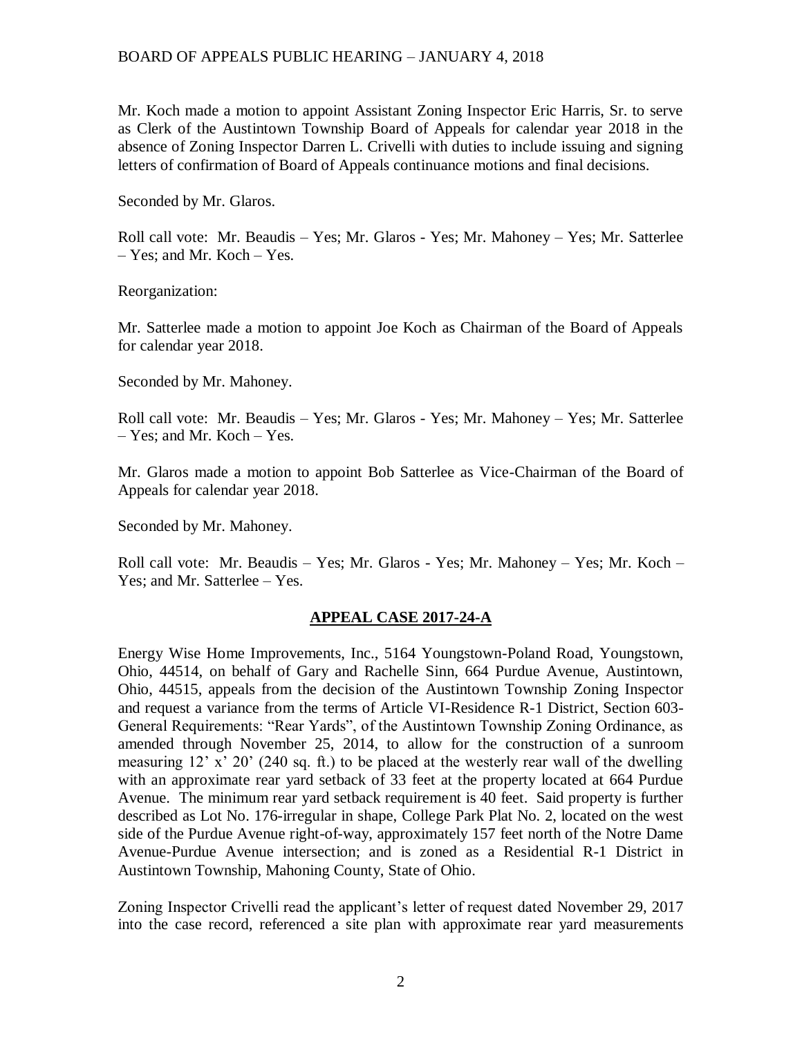Mr. Koch made a motion to appoint Assistant Zoning Inspector Eric Harris, Sr. to serve as Clerk of the Austintown Township Board of Appeals for calendar year 2018 in the absence of Zoning Inspector Darren L. Crivelli with duties to include issuing and signing letters of confirmation of Board of Appeals continuance motions and final decisions.

Seconded by Mr. Glaros.

Roll call vote: Mr. Beaudis – Yes; Mr. Glaros - Yes; Mr. Mahoney – Yes; Mr. Satterlee – Yes; and Mr. Koch – Yes.

Reorganization:

Mr. Satterlee made a motion to appoint Joe Koch as Chairman of the Board of Appeals for calendar year 2018.

Seconded by Mr. Mahoney.

Roll call vote: Mr. Beaudis – Yes; Mr. Glaros - Yes; Mr. Mahoney – Yes; Mr. Satterlee – Yes; and Mr. Koch – Yes.

Mr. Glaros made a motion to appoint Bob Satterlee as Vice-Chairman of the Board of Appeals for calendar year 2018.

Seconded by Mr. Mahoney.

Roll call vote: Mr. Beaudis – Yes; Mr. Glaros - Yes; Mr. Mahoney – Yes; Mr. Koch – Yes; and Mr. Satterlee – Yes.

## APPEAL CASE 2017-24-A

Energy Wise Home Improvements, Inc., 5164 Youngstown-Poland Road, Youngstown, Ohio, 44514, on behalf of Gary and Rachelle Sinn, 664 Purdue Avenue, Austintown, Ohio, 44515, appeals from the decision of the Austintown Township Zoning Inspector and request a variance from the terms of Article VI-Residence R-1 District, Section 603-General Requirements: "Rear Yards", of the Austintown Township Zoning Ordinance, as amended through November 25, 2014, to allow for the construction of a sunroom measuring 12' x' 20' (240 sq. ft.) to be placed at the westerly rear wall of the dwelling with an approximate rear yard setback of 33 feet at the property located at 664 Purdue Avenue. The minimum rear yard setback requirement is 40 feet. Said property is further described as Lot No. 176-irregular in shape, College Park Plat No. 2, located on the west side of the Purdue Avenue right-of-way, approximately 157 feet north of the Notre Dame Avenue-Purdue Avenue intersection; and is zoned as a Residential R-1 District in Austintown Township, Mahoning County, State of Ohio.

Zoning Inspector Crivelli read the applicant's letter of request dated November 29, 2017 into the case record, referenced a site plan with approximate rear yard measurements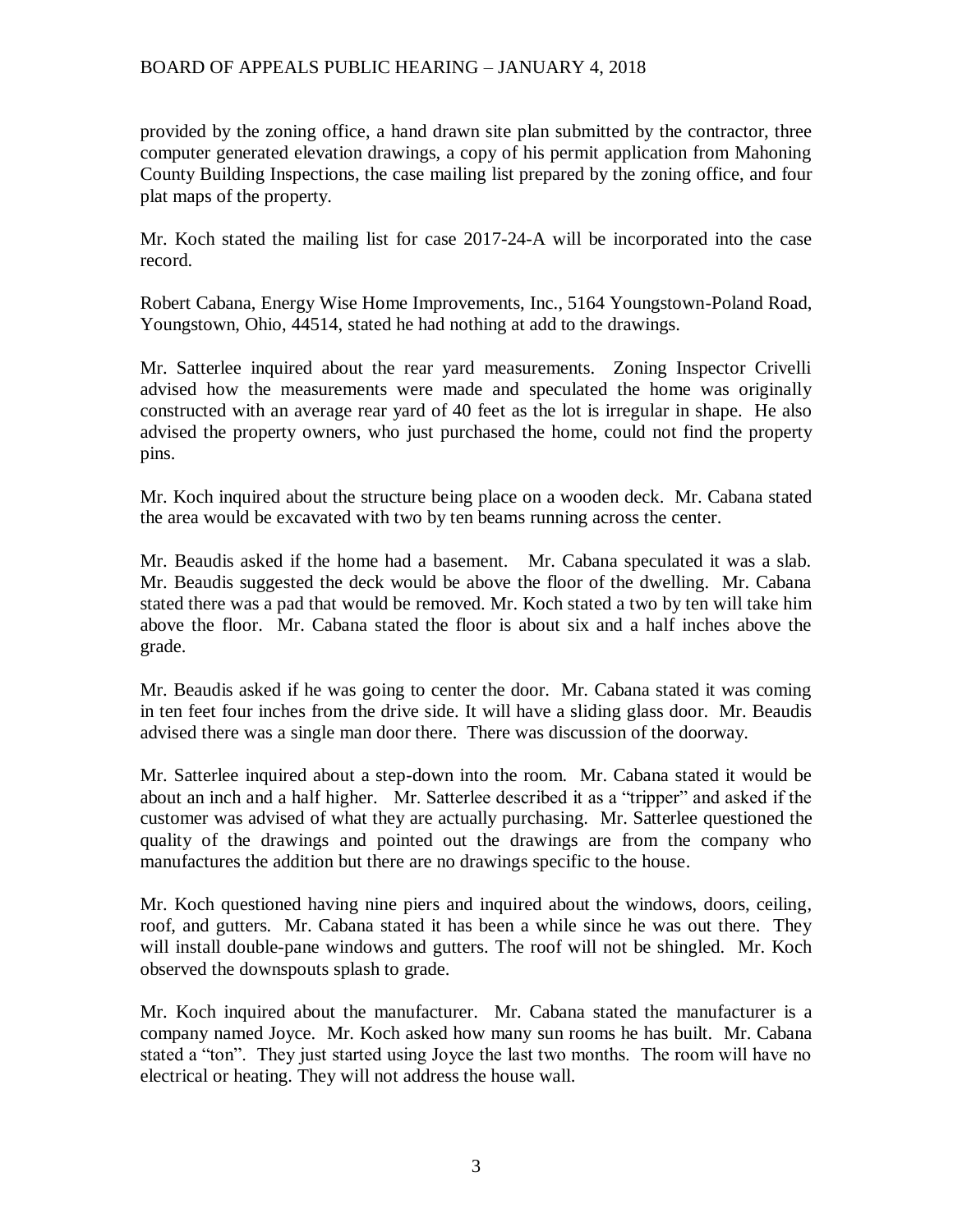provided by the zoning office, a hand drawn site plan submitted by the contractor, three computer generated elevation drawings, a copy of his permit application from Mahoning County Building Inspections, the case mailing list prepared by the zoning office, and four plat maps of the property.

Mr. Koch stated the mailing list for case 2017-24-A will be incorporated into the case record.

Robert Cabana, Energy Wise Home Improvements, Inc., 5164 Youngstown-Poland Road, Youngstown, Ohio, 44514, stated he had nothing at add to the drawings.

Mr. Satterlee inquired about the rear yard measurements. Zoning Inspector Crivelli advised how the measurements were made and speculated the home was originally constructed with an average rear yard of 40 feet as the lot is irregular in shape. He also advised the property owners, who just purchased the home, could not find the property pins.

Mr. Koch inquired about the structure being place on a wooden deck. Mr. Cabana stated the area would be excavated with two by ten beams running across the center.

Mr. Beaudis asked if the home had a basement. Mr. Cabana speculated it was a slab. Mr. Beaudis suggested the deck would be above the floor of the dwelling. Mr. Cabana stated there was a pad that would be removed. Mr. Koch stated a two by ten will take him above the floor. Mr. Cabana stated the floor is about six and a half inches above the grade.

Mr. Beaudis asked if he was going to center the door. Mr. Cabana stated it was coming in ten feet four inches from the drive side. It will have a sliding glass door. Mr. Beaudis advised there was a single man door there. There was discussion of the doorway.

Mr. Satterlee inquired about a step-down into the room. Mr. Cabana stated it would be about an inch and a half higher. Mr. Satterlee described it as a "tripper" and asked if the customer was advised of what they are actually purchasing. Mr. Satterlee questioned the quality of the drawings and pointed out the drawings are from the company who manufactures the addition but there are no drawings specific to the house.

Mr. Koch questioned having nine piers and inquired about the windows, doors, ceiling, roof, and gutters. Mr. Cabana stated it has been a while since he was out there. They will install double-pane windows and gutters. The roof will not be shingled. Mr. Koch observed the downspouts splash to grade.

Mr. Koch inquired about the manufacturer. Mr. Cabana stated the manufacturer is a company named Joyce. Mr. Koch asked how many sun rooms he has built. Mr. Cabana stated a "ton". They just started using Joyce the last two months. The room will have no electrical or heating. They will not address the house wall.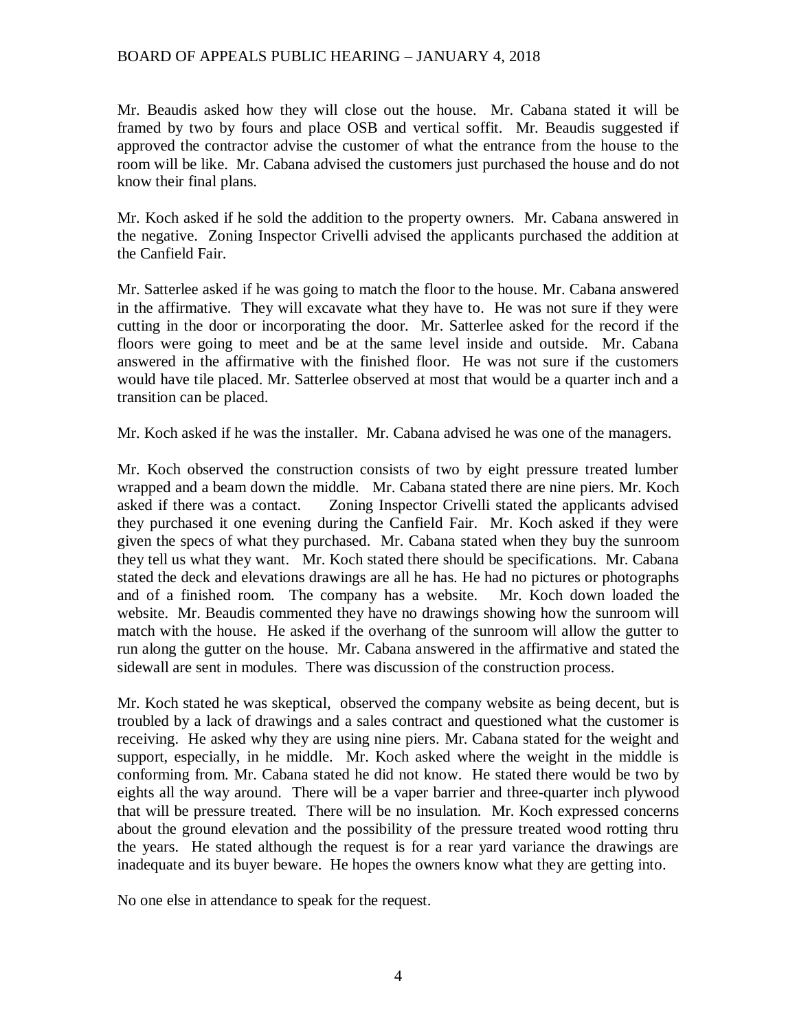Mr. Beaudis asked how they will close out the house. Mr. Cabana stated it will be framed by two by fours and place OSB and vertical soffit. Mr. Beaudis suggested if approved the contractor advise the customer of what the entrance from the house to the room will be like. Mr. Cabana advised the customers just purchased the house and do not know their final plans.

Mr. Koch asked if he sold the addition to the property owners. Mr. Cabana answered in the negative. Zoning Inspector Crivelli advised the applicants purchased the addition at the Canfield Fair.

Mr. Satterlee asked if he was going to match the floor to the house. Mr. Cabana answered in the affirmative. They will excavate what they have to. He was not sure if they were cutting in the door or incorporating the door. Mr. Satterlee asked for the record if the floors were going to meet and be at the same level inside and outside. Mr. Cabana answered in the affirmative with the finished floor. He was not sure if the customers would have tile placed. Mr. Satterlee observed at most that would be a quarter inch and a transition can be placed.

Mr. Koch asked if he was the installer. Mr. Cabana advised he was one of the managers.

Mr. Koch observed the construction consists of two by eight pressure treated lumber wrapped and a beam down the middle. Mr. Cabana stated there are nine piers. Mr. Koch asked if there was a contact. Zoning Inspector Crivelli stated the applicants advised they purchased it one evening during the Canfield Fair. Mr. Koch asked if they were given the specs of what they purchased. Mr. Cabana stated when they buy the sunroom they tell us what they want. Mr. Koch stated there should be specifications. Mr. Cabana stated the deck and elevations drawings are all he has. He had no pictures or photographs and of a finished room. The company has a website. Mr. Koch down loaded the website. Mr. Beaudis commented they have no drawings showing how the sunroom will match with the house. He asked if the overhang of the sunroom will allow the gutter to run along the gutter on the house. Mr. Cabana answered in the affirmative and stated the sidewall are sent in modules. There was discussion of the construction process.

Mr. Koch stated he was skeptical, observed the company website as being decent, but is troubled by a lack of drawings and a sales contract and questioned what the customer is receiving. He asked why they are using nine piers. Mr. Cabana stated for the weight and support, especially, in he middle. Mr. Koch asked where the weight in the middle is conforming from. Mr. Cabana stated he did not know. He stated there would be two by eights all the way around. There will be a vaper barrier and three-quarter inch plywood that will be pressure treated. There will be no insulation. Mr. Koch expressed concerns about the ground elevation and the possibility of the pressure treated wood rotting thru the years. He stated although the request is for a rear yard variance the drawings are inadequate and its buyer beware. He hopes the owners know what they are getting into.

No one else in attendance to speak for the request.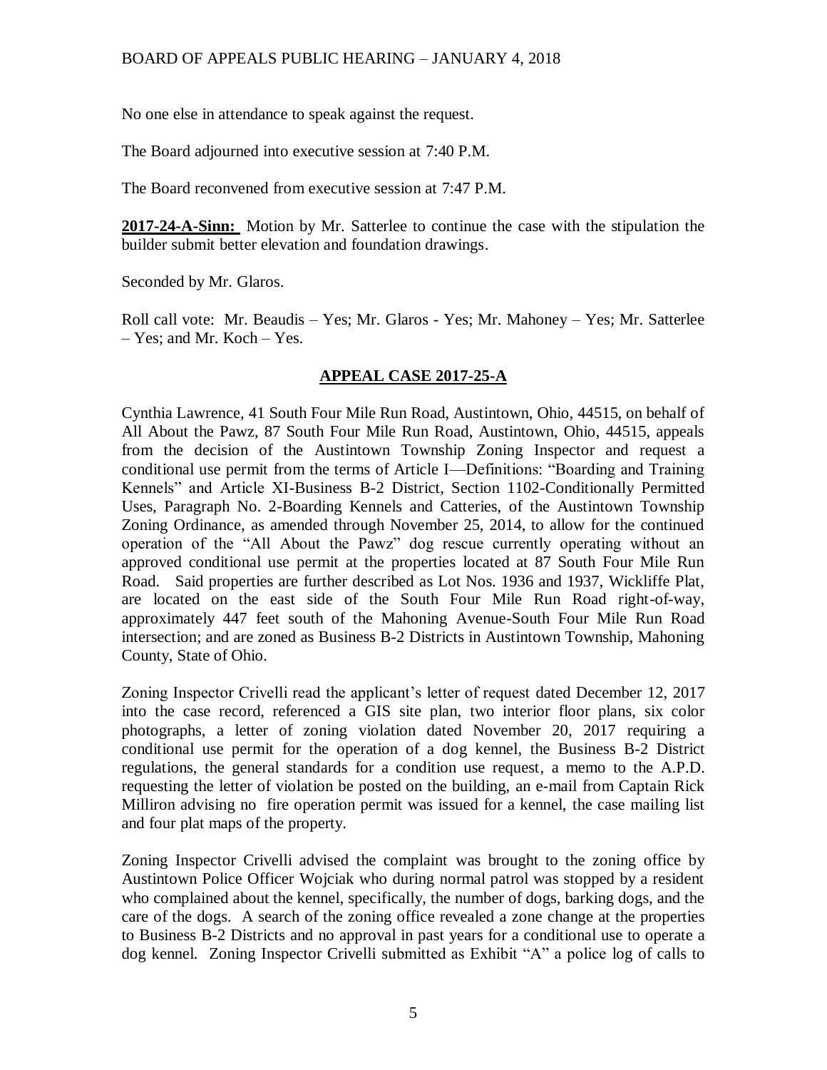No one else in attendance to speak against the request.

The Board adjourned into executive session at 7:40 P.M.

The Board reconvened from executive session at 7:47 P.M.

**2017-24-A-Sinn:** Motion by Mr. Satterlee to continue the case with the stipulation the builder submit better elevation and foundation drawings.

Seconded by Mr. Glaros.

Roll call vote: Mr. Beaudis – Yes; Mr. Glaros - Yes; Mr. Mahoney – Yes; Mr. Satterlee – Yes; and Mr. Koch – Yes.

## APPEAL CASE 2017-25-A

Cynthia Lawrence, 41 South Four Mile Run Road, Austintown, Ohio, 44515, on behalf of All About the Pawz, 87 South Four Mile Run Road, Austintown, Ohio, 44515, appeals from the decision of the Austintown Township Zoning Inspector and request a conditional use permit from the terms of Article I—Definitions: "Boarding and Training Kennels" and Article XI-Business B-2 District, Section 1102-Conditionally Permitted Uses, Paragraph No. 2-Boarding Kennels and Catteries, of the Austintown Township Zoning Ordinance, as amended through November 25, 2014, to allow for the continued operation of the "All About the Pawz" dog rescue currently operating without an approved conditional use permit at the properties located at 87 South Four Mile Run Road. Said properties are further described as Lot Nos. 1936 and 1937, Wickliffe Plat, are located on the east side of the South Four Mile Run Road right-of-way, approximately 447 feet south of the Mahoning Avenue-South Four Mile Run Road intersection; and are zoned as Business B-2 Districts in Austintown Township, Mahoning County, State of Ohio.

Zoning Inspector Crivelli read the applicant's letter of request dated December 12, 2017 into the case record, referenced a GIS site plan, two interior floor plans, six color photographs, a letter of zoning violation dated November 20, 2017 requiring a conditional use permit for the operation of a dog kennel, the Business B-2 District regulations, the general standards for a condition use request, a memo to the A.P.D. requesting the letter of violation be posted on the building, an e-mail from Captain Rick Milliron advising no fire operation permit was issued for a kennel, the case mailing list and four plat maps of the property.

Zoning Inspector Crivelli advised the complaint was brought to the zoning office by Austintown Police Officer Wojciak who during normal patrol was stopped by a resident who complained about the kennel, specifically, the number of dogs, barking dogs, and the care of the dogs. A search of the zoning office revealed a zone change at the properties to Business B-2 Districts and no approval in past years for a conditional use to operate a dog kennel. Zoning Inspector Crivelli submitted as Exhibit "A" a police log of calls to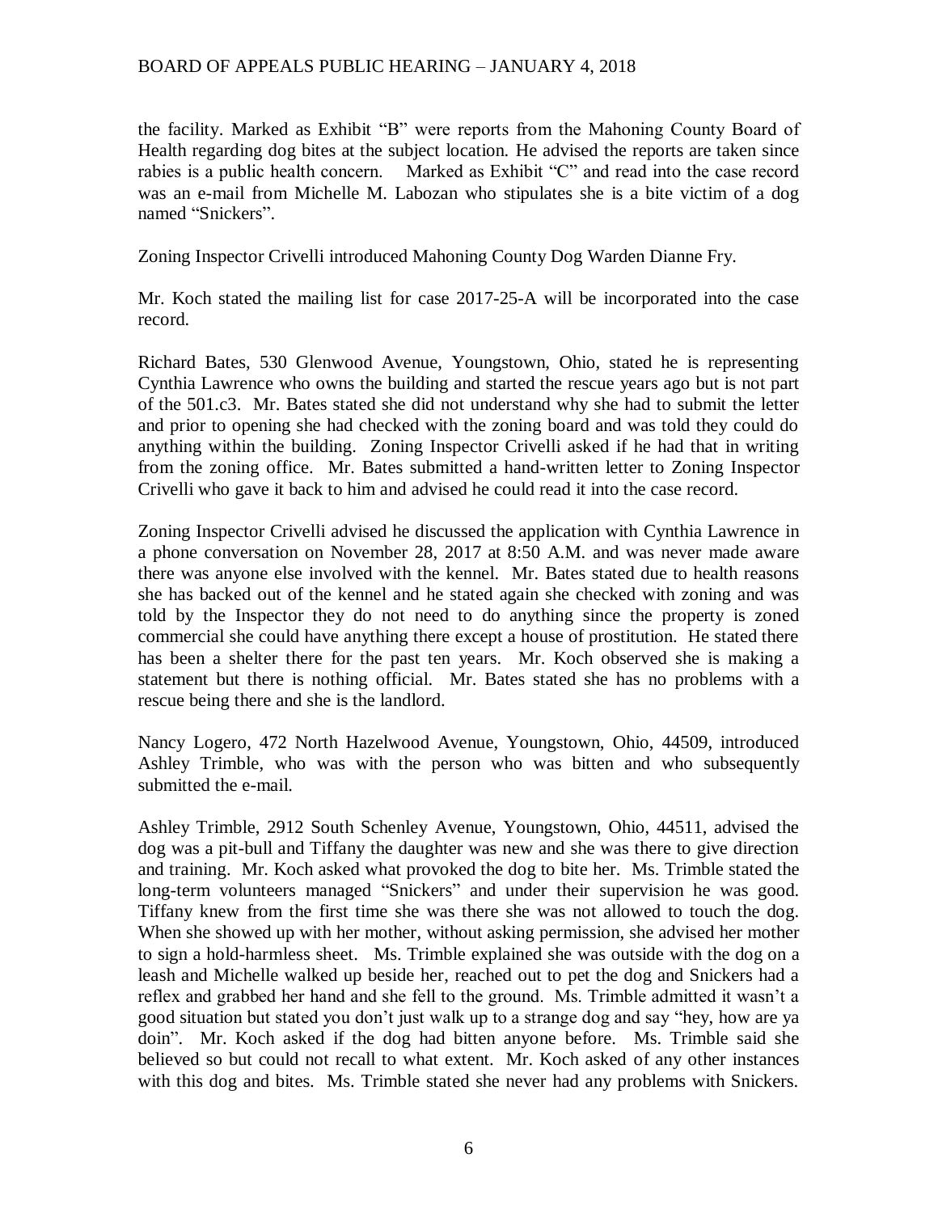the facility. Marked as Exhibit "B" were reports from the Mahoning County Board of Health regarding dog bites at the subject location. He advised the reports are taken since rabies is a public health concern. Marked as Exhibit "C" and read into the case record was an e-mail from Michelle M. Labozan who stipulates she is a bite victim of a dog named "Snickers".

Zoning Inspector Crivelli introduced Mahoning County Dog Warden Dianne Fry.

Mr. Koch stated the mailing list for case 2017-25-A will be incorporated into the case record.

Richard Bates, 530 Glenwood Avenue, Youngstown, Ohio, stated he is representing Cynthia Lawrence who owns the building and started the rescue years ago but is not part of the 501.c3. Mr. Bates stated she did not understand why she had to submit the letter and prior to opening she had checked with the zoning board and was told they could do anything within the building. Zoning Inspector Crivelli asked if he had that in writing from the zoning office. Mr. Bates submitted a hand-written letter to Zoning Inspector Crivelli who gave it back to him and advised he could read it into the case record.

Zoning Inspector Crivelli advised he discussed the application with Cynthia Lawrence in a phone conversation on November 28, 2017 at 8:50 A.M. and was never made aware there was anyone else involved with the kennel. Mr. Bates stated due to health reasons she has backed out of the kennel and he stated again she checked with zoning and was told by the Inspector they do not need to do anything since the property is zoned commercial she could have anything there except a house of prostitution. He stated there has been a shelter there for the past ten years. Mr. Koch observed she is making a statement but there is nothing official. Mr. Bates stated she has no problems with a rescue being there and she is the landlord.

Nancy Logero, 472 North Hazelwood Avenue, Youngstown, Ohio, 44509, introduced Ashley Trimble, who was with the person who was bitten and who subsequently submitted the e-mail.

Ashley Trimble, 2912 South Schenley Avenue, Youngstown, Ohio, 44511, advised the dog was a pit-bull and Tiffany the daughter was new and she was there to give direction and training. Mr. Koch asked what provoked the dog to bite her. Ms. Trimble stated the long-term volunteers managed "Snickers" and under their supervision he was good. Tiffany knew from the first time she was there she was not allowed to touch the dog. When she showed up with her mother, without asking permission, she advised her mother to sign a hold-harmless sheet. Ms. Trimble explained she was outside with the dog on a leash and Michelle walked up beside her, reached out to pet the dog and Snickers had a reflex and grabbed her hand and she fell to the ground. Ms. Trimble admitted it wasn't a good situation but stated you don't just walk up to a strange dog and say "hey, how are ya doin". Mr. Koch asked if the dog had bitten anyone before. Ms. Trimble said she believed so but could not recall to what extent. Mr. Koch asked of any other instances with this dog and bites. Ms. Trimble stated she never had any problems with Snickers.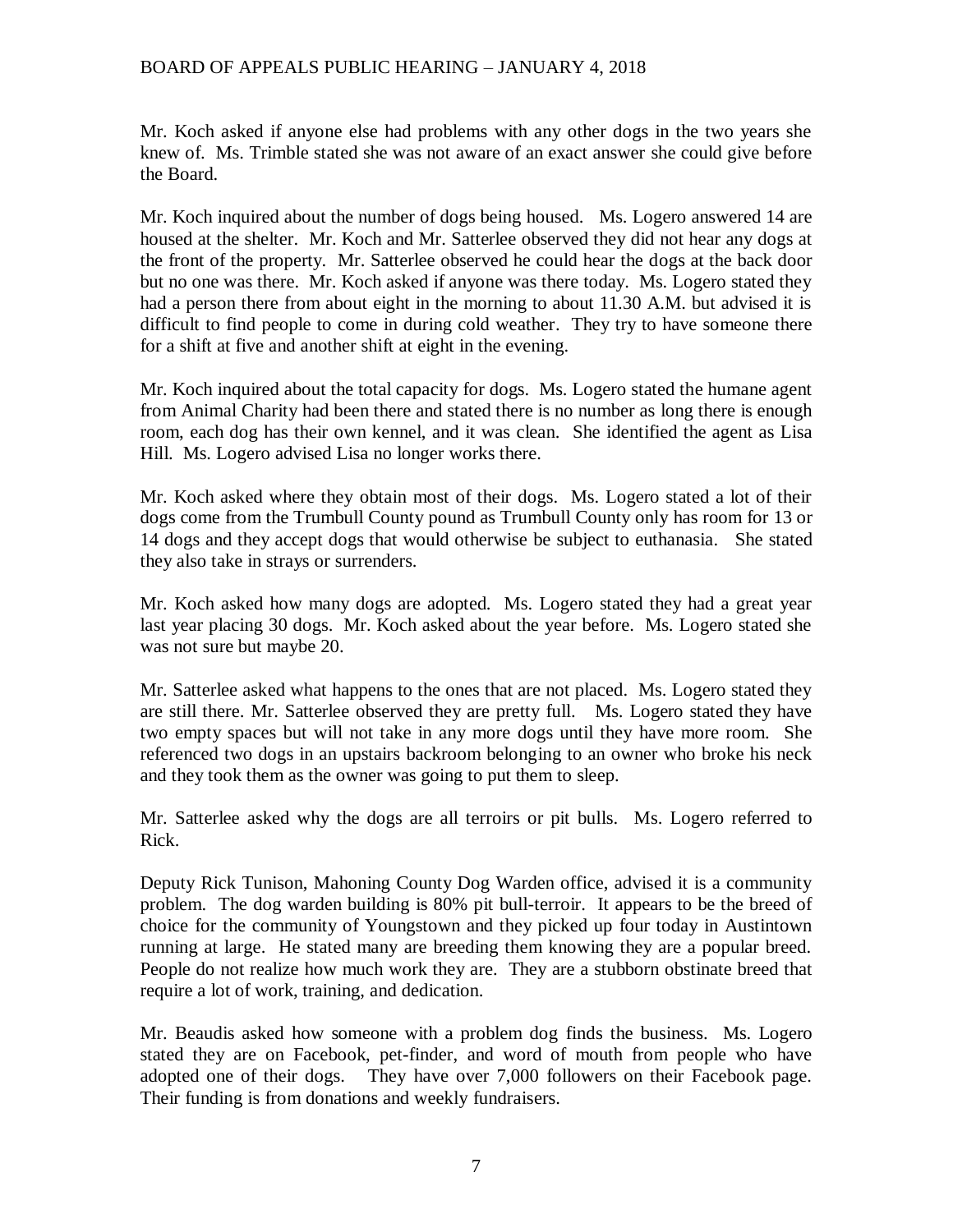Mr. Koch asked if anyone else had problems with any other dogs in the two years she knew of. Ms. Trimble stated she was not aware of an exact answer she could give before the Board.

Mr. Koch inquired about the number of dogs being housed. Ms. Logero answered 14 are housed at the shelter. Mr. Koch and Mr. Satterlee observed they did not hear any dogs at the front of the property. Mr. Satterlee observed he could hear the dogs at the back door but no one was there. Mr. Koch asked if anyone was there today. Ms. Logero stated they had a person there from about eight in the morning to about 11.30 A.M. but advised it is difficult to find people to come in during cold weather. They try to have someone there for a shift at five and another shift at eight in the evening.

Mr. Koch inquired about the total capacity for dogs. Ms. Logero stated the humane agent from Animal Charity had been there and stated there is no number as long there is enough room, each dog has their own kennel, and it was clean. She identified the agent as Lisa Hill. Ms. Logero advised Lisa no longer works there.

Mr. Koch asked where they obtain most of their dogs. Ms. Logero stated a lot of their dogs come from the Trumbull County pound as Trumbull County only has room for 13 or 14 dogs and they accept dogs that would otherwise be subject to euthanasia. She stated they also take in strays or surrenders.

Mr. Koch asked how many dogs are adopted. Ms. Logero stated they had a great year last year placing 30 dogs. Mr. Koch asked about the year before. Ms. Logero stated she was not sure but maybe 20.

Mr. Satterlee asked what happens to the ones that are not placed. Ms. Logero stated they are still there. Mr. Satterlee observed they are pretty full. Ms. Logero stated they have two empty spaces but will not take in any more dogs until they have more room. She referenced two dogs in an upstairs backroom belonging to an owner who broke his neck and they took them as the owner was going to put them to sleep.

Mr. Satterlee asked why the dogs are all terroirs or pit bulls. Ms. Logero referred to Rick.

Deputy Rick Tunison, Mahoning County Dog Warden office, advised it is a community problem. The dog warden building is 80% pit bull-terroir. It appears to be the breed of choice for the community of Youngstown and they picked up four today in Austintown running at large. He stated many are breeding them knowing they are a popular breed. People do not realize how much work they are. They are a stubborn obstinate breed that require a lot of work, training, and dedication.

Mr. Beaudis asked how someone with a problem dog finds the business. Ms. Logero stated they are on Facebook, pet-finder, and word of mouth from people who have adopted one of their dogs. They have over 7,000 followers on their Facebook page. Their funding is from donations and weekly fundraisers.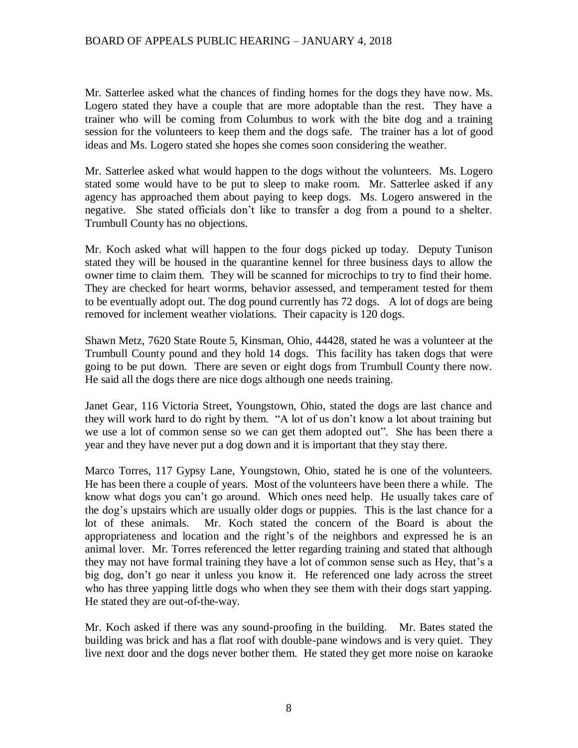Mr. Satterlee asked what the chances of finding homes for the dogs they have now. Ms. Logero stated they have a couple that are more adoptable than the rest. They have a trainer who will be coming from Columbus to work with the bite dog and a training session for the volunteers to keep them and the dogs safe. The trainer has a lot of good ideas and Ms. Logero stated she hopes she comes soon considering the weather.

Mr. Satterlee asked what would happen to the dogs without the volunteers. Ms. Logero stated some would have to be put to sleep to make room. Mr. Satterlee asked if any agency has approached them about paying to keep dogs. Ms. Logero answered in the negative. She stated officials don't like to transfer a dog from a pound to a shelter. Trumbull County has no objections.

Mr. Koch asked what will happen to the four dogs picked up today. Deputy Tunison stated they will be housed in the quarantine kennel for three business days to allow the owner time to claim them. They will be scanned for microchips to try to find their home. They are checked for heart worms, behavior assessed, and temperament tested for them to be eventually adopt out. The dog pound currently has 72 dogs. A lot of dogs are being removed for inclement weather violations. Their capacity is 120 dogs.

Shawn Metz, 7620 State Route 5, Kinsman, Ohio, 44428, stated he was a volunteer at the Trumbull County pound and they hold 14 dogs. This facility has taken dogs that were going to be put down. There are seven or eight dogs from Trumbull County there now. He said all the dogs there are nice dogs although one needs training.

Janet Gear, 116 Victoria Street, Youngstown, Ohio, stated the dogs are last chance and they will work hard to do right by them. "A lot of us don't know a lot about training but we use a lot of common sense so we can get them adopted out". She has been there a year and they have never put a dog down and it is important that they stay there.

Marco Torres, 117 Gypsy Lane, Youngstown, Ohio, stated he is one of the volunteers. He has been there a couple of years. Most of the volunteers have been there a while. The know what dogs you can't go around. Which ones need help. He usually takes care of the dog's upstairs which are usually older dogs or puppies. This is the last chance for a lot of these animals. Mr. Koch stated the concern of the Board is about the appropriateness and location and the right's of the neighbors and expressed he is an animal lover. Mr. Torres referenced the letter regarding training and stated that although they may not have formal training they have a lot of common sense such as Hey, that's a big dog, don't go near it unless you know it. He referenced one lady across the street who has three yapping little dogs who when they see them with their dogs start yapping. He stated they are out-of-the-way.

Mr. Koch asked if there was any sound-proofing in the building. Mr. Bates stated the building was brick and has a flat roof with double-pane windows and is very quiet. They live next door and the dogs never bother them. He stated they get more noise on karaoke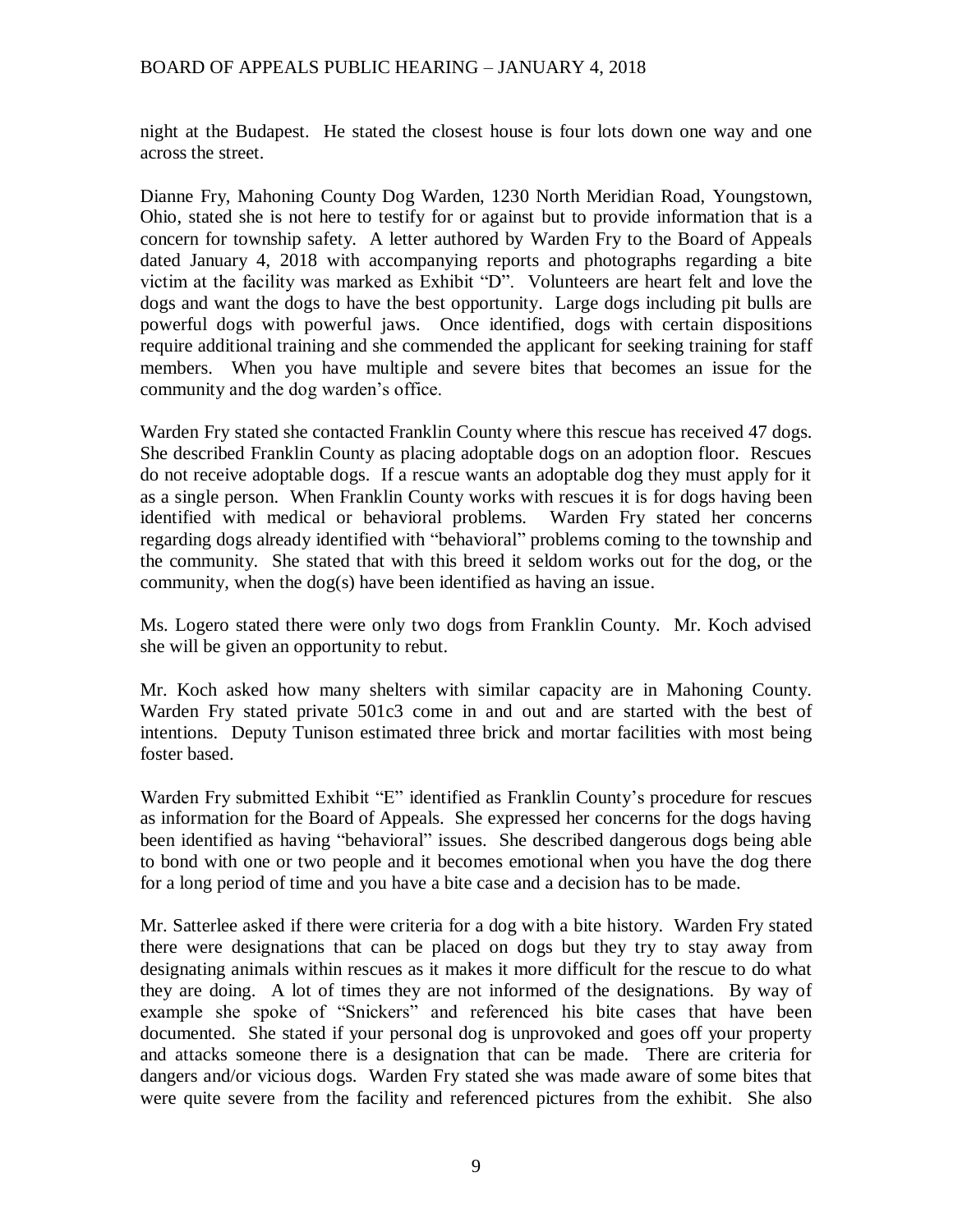night at the Budapest. He stated the closest house is four lots down one way and one across the street.

Dianne Fry, Mahoning County Dog Warden, 1230 North Meridian Road, Youngstown, Ohio, stated she is not here to testify for or against but to provide information that is a concern for township safety. A letter authored by Warden Fry to the Board of Appeals dated January 4, 2018 with accompanying reports and photographs regarding a bite victim at the facility was marked as Exhibit "D". Volunteers are heart felt and love the dogs and want the dogs to have the best opportunity. Large dogs including pit bulls are powerful dogs with powerful jaws. Once identified, dogs with certain dispositions require additional training and she commended the applicant for seeking training for staff members. When you have multiple and severe bites that becomes an issue for the community and the dog warden's office.

Warden Fry stated she contacted Franklin County where this rescue has received 47 dogs. She described Franklin County as placing adoptable dogs on an adoption floor. Rescues do not receive adoptable dogs. If a rescue wants an adoptable dog they must apply for it as a single person. When Franklin County works with rescues it is for dogs having been identified with medical or behavioral problems. Warden Fry stated her concerns regarding dogs already identified with "behavioral" problems coming to the township and the community. She stated that with this breed it seldom works out for the dog, or the community, when the dog(s) have been identified as having an issue.

Ms. Logero stated there were only two dogs from Franklin County. Mr. Koch advised she will be given an opportunity to rebut.

Mr. Koch asked how many shelters with similar capacity are in Mahoning County. Warden Fry stated private 501c3 come in and out and are started with the best of intentions. Deputy Tunison estimated three brick and mortar facilities with most being foster based.

Warden Fry submitted Exhibit "E" identified as Franklin County's procedure for rescues as information for the Board of Appeals. She expressed her concerns for the dogs having been identified as having "behavioral" issues. She described dangerous dogs being able to bond with one or two people and it becomes emotional when you have the dog there for a long period of time and you have a bite case and a decision has to be made.

Mr. Satterlee asked if there were criteria for a dog with a bite history. Warden Fry stated there were designations that can be placed on dogs but they try to stay away from designating animals within rescues as it makes it more difficult for the rescue to do what they are doing. A lot of times they are not informed of the designations. By way of example she spoke of "Snickers" and referenced his bite cases that have been documented. She stated if your personal dog is unprovoked and goes off your property and attacks someone there is a designation that can be made. There are criteria for dangers and/or vicious dogs. Warden Fry stated she was made aware of some bites that were quite severe from the facility and referenced pictures from the exhibit. She also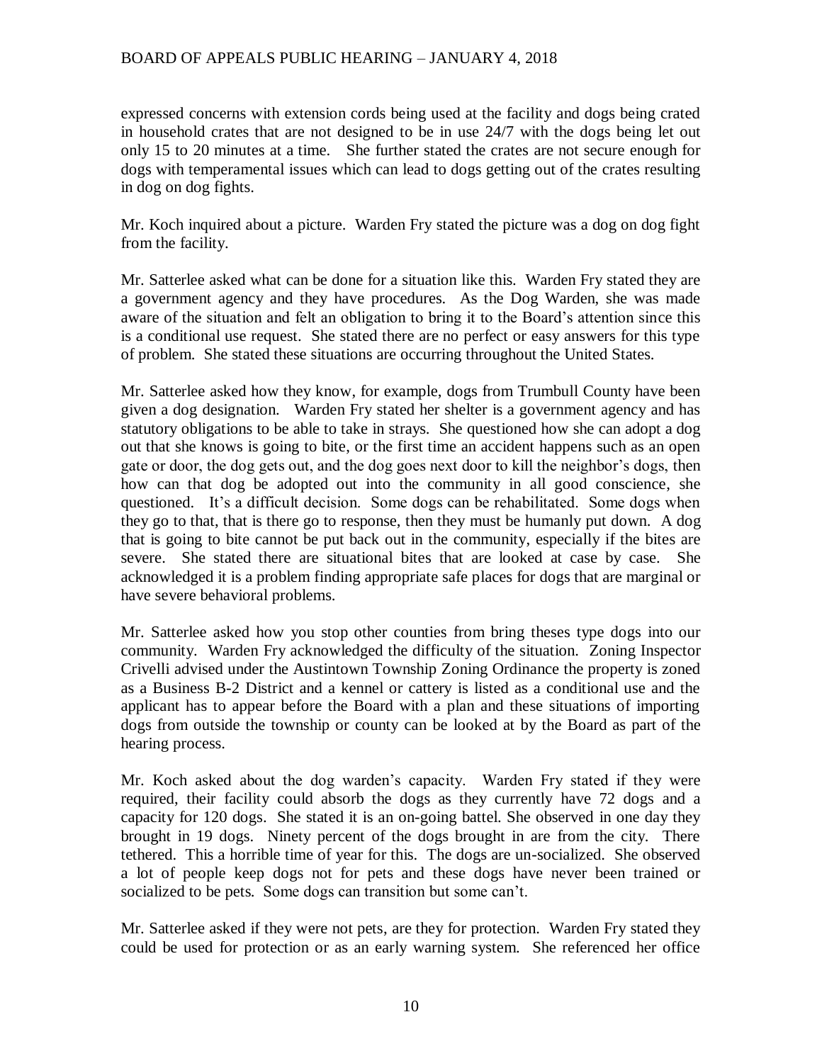expressed concerns with extension cords being used at the facility and dogs being crated in household crates that are not designed to be in use 24/7 with the dogs being let out only 15 to 20 minutes at a time. She further stated the crates are not secure enough for dogs with temperamental issues which can lead to dogs getting out of the crates resulting in dog on dog fights.

Mr. Koch inquired about a picture. Warden Fry stated the picture was a dog on dog fight from the facility.

Mr. Satterlee asked what can be done for a situation like this. Warden Fry stated they are a government agency and they have procedures. As the Dog Warden, she was made aware of the situation and felt an obligation to bring it to the Board's attention since this is a conditional use request. She stated there are no perfect or easy answers for this type of problem. She stated these situations are occurring throughout the United States.

Mr. Satterlee asked how they know, for example, dogs from Trumbull County have been given a dog designation. Warden Fry stated her shelter is a government agency and has statutory obligations to be able to take in strays. She questioned how she can adopt a dog out that she knows is going to bite, or the first time an accident happens such as an open gate or door, the dog gets out, and the dog goes next door to kill the neighbor's dogs, then how can that dog be adopted out into the community in all good conscience, she questioned. It's a difficult decision. Some dogs can be rehabilitated. Some dogs when they go to that, that is there go to response, then they must be humanly put down. A dog that is going to bite cannot be put back out in the community, especially if the bites are severe. She stated there are situational bites that are looked at case by case. She acknowledged it is a problem finding appropriate safe places for dogs that are marginal or have severe behavioral problems.

Mr. Satterlee asked how you stop other counties from bring theses type dogs into our community. Warden Fry acknowledged the difficulty of the situation. Zoning Inspector Crivelli advised under the Austintown Township Zoning Ordinance the property is zoned as a Business B-2 District and a kennel or cattery is listed as a conditional use and the applicant has to appear before the Board with a plan and these situations of importing dogs from outside the township or county can be looked at by the Board as part of the hearing process.

Mr. Koch asked about the dog warden's capacity. Warden Fry stated if they were required, their facility could absorb the dogs as they currently have 72 dogs and a capacity for 120 dogs. She stated it is an on-going battel. She observed in one day they brought in 19 dogs. Ninety percent of the dogs brought in are from the city. There tethered. This a horrible time of year for this. The dogs are un-socialized. She observed a lot of people keep dogs not for pets and these dogs have never been trained or socialized to be pets. Some dogs can transition but some can't.

Mr. Satterlee asked if they were not pets, are they for protection. Warden Fry stated they could be used for protection or as an early warning system. She referenced her office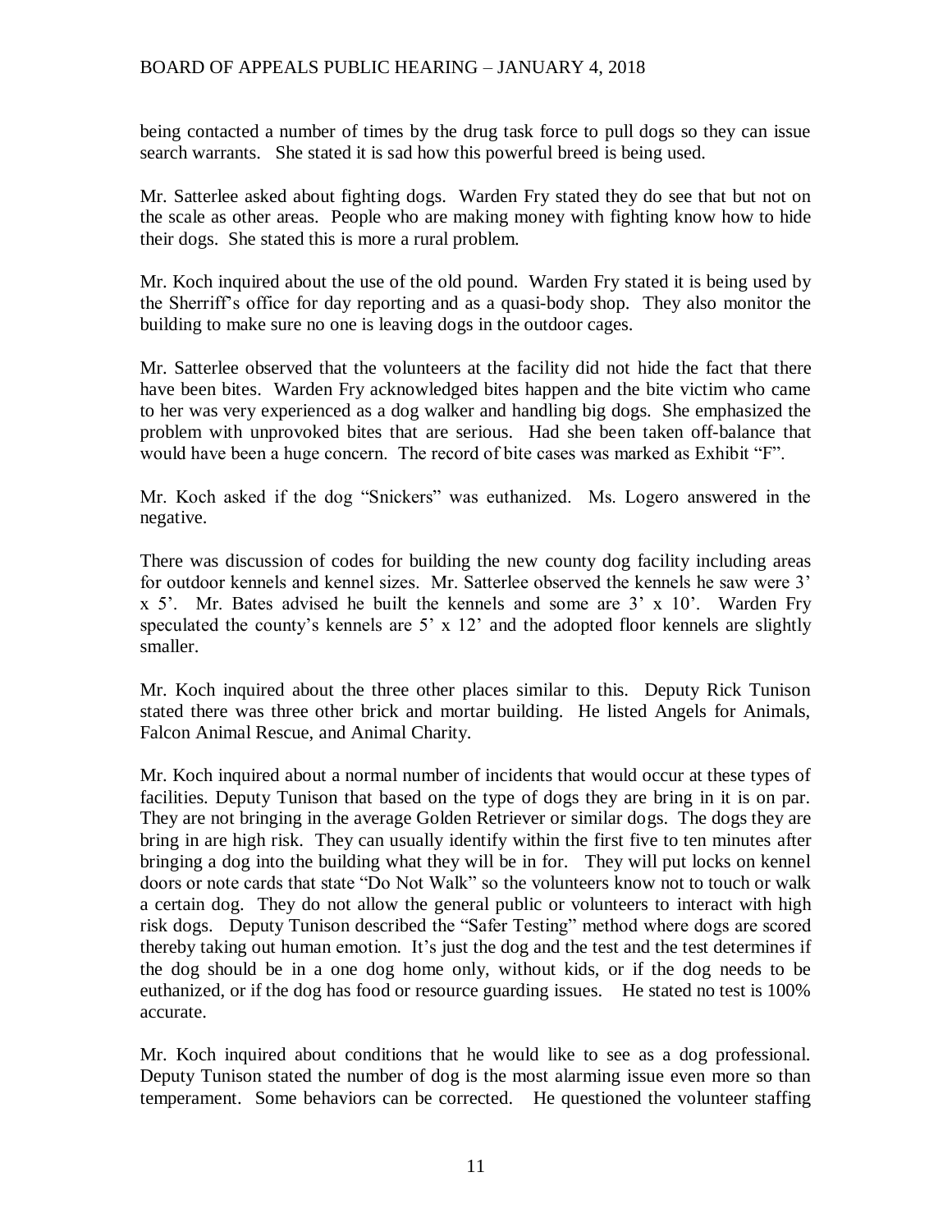being contacted a number of times by the drug task force to pull dogs so they can issue search warrants. She stated it is sad how this powerful breed is being used.

Mr. Satterlee asked about fighting dogs. Warden Fry stated they do see that but not on the scale as other areas. People who are making money with fighting know how to hide their dogs. She stated this is more a rural problem.

Mr. Koch inquired about the use of the old pound. Warden Fry stated it is being used by the Sherriff's office for day reporting and as a quasi-body shop. They also monitor the building to make sure no one is leaving dogs in the outdoor cages.

Mr. Satterlee observed that the volunteers at the facility did not hide the fact that there have been bites. Warden Fry acknowledged bites happen and the bite victim who came to her was very experienced as a dog walker and handling big dogs. She emphasized the problem with unprovoked bites that are serious. Had she been taken off-balance that would have been a huge concern. The record of bite cases was marked as Exhibit "F".

Mr. Koch asked if the dog "Snickers" was euthanized. Ms. Logero answered in the negative.

There was discussion of codes for building the new county dog facility including areas for outdoor kennels and kennel sizes. Mr. Satterlee observed the kennels he saw were 3' x 5'. Mr. Bates advised he built the kennels and some are 3' x 10'. Warden Fry speculated the county's kennels are 5' x 12' and the adopted floor kennels are slightly smaller.

Mr. Koch inquired about the three other places similar to this. Deputy Rick Tunison stated there was three other brick and mortar building. He listed Angels for Animals, Falcon Animal Rescue, and Animal Charity.

Mr. Koch inquired about a normal number of incidents that would occur at these types of facilities. Deputy Tunison that based on the type of dogs they are bring in it is on par. They are not bringing in the average Golden Retriever or similar dogs. The dogs they are bring in are high risk. They can usually identify within the first five to ten minutes after bringing a dog into the building what they will be in for. They will put locks on kennel doors or note cards that state "Do Not Walk" so the volunteers know not to touch or walk a certain dog. They do not allow the general public or volunteers to interact with high risk dogs. Deputy Tunison described the "Safer Testing" method where dogs are scored thereby taking out human emotion. It's just the dog and the test and the test determines if the dog should be in a one dog home only, without kids, or if the dog needs to be euthanized, or if the dog has food or resource guarding issues. He stated no test is 100% accurate.

Mr. Koch inquired about conditions that he would like to see as a dog professional. Deputy Tunison stated the number of dog is the most alarming issue even more so than temperament. Some behaviors can be corrected. He questioned the volunteer staffing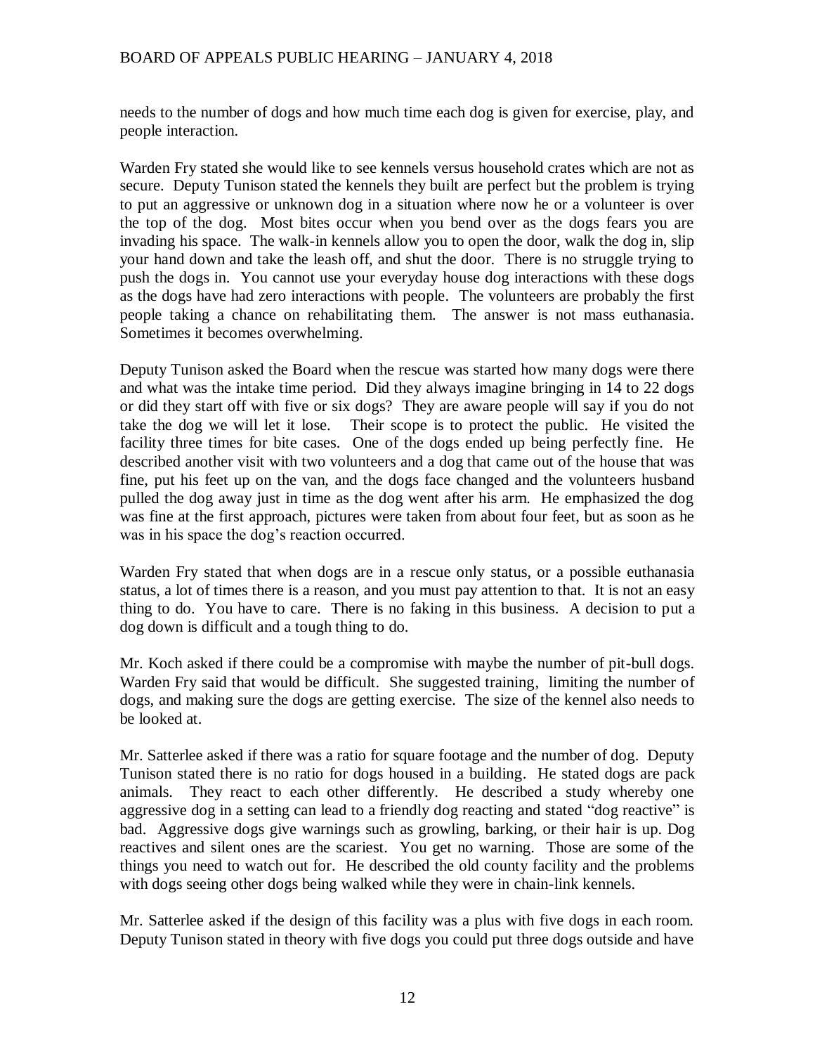needs to the number of dogs and how much time each dog is given for exercise, play, and people interaction.

Warden Fry stated she would like to see kennels versus household crates which are not as secure. Deputy Tunison stated the kennels they built are perfect but the problem is trying to put an aggressive or unknown dog in a situation where now he or a volunteer is over the top of the dog. Most bites occur when you bend over as the dogs fears you are invading his space. The walk-in kennels allow you to open the door, walk the dog in, slip your hand down and take the leash off, and shut the door. There is no struggle trying to push the dogs in. You cannot use your everyday house dog interactions with these dogs as the dogs have had zero interactions with people. The volunteers are probably the first people taking a chance on rehabilitating them. The answer is not mass euthanasia. Sometimes it becomes overwhelming.

Deputy Tunison asked the Board when the rescue was started how many dogs were there and what was the intake time period. Did they always imagine bringing in 14 to 22 dogs or did they start off with five or six dogs? They are aware people will say if you do not take the dog we will let it lose. Their scope is to protect the public. He visited the facility three times for bite cases. One of the dogs ended up being perfectly fine. He described another visit with two volunteers and a dog that came out of the house that was fine, put his feet up on the van, and the dogs face changed and the volunteers husband pulled the dog away just in time as the dog went after his arm. He emphasized the dog was fine at the first approach, pictures were taken from about four feet, but as soon as he was in his space the dog's reaction occurred.

Warden Fry stated that when dogs are in a rescue only status, or a possible euthanasia status, a lot of times there is a reason, and you must pay attention to that. It is not an easy thing to do. You have to care. There is no faking in this business. A decision to put a dog down is difficult and a tough thing to do.

Mr. Koch asked if there could be a compromise with maybe the number of pit-bull dogs. Warden Fry said that would be difficult. She suggested training, limiting the number of dogs, and making sure the dogs are getting exercise. The size of the kennel also needs to be looked at.

Mr. Satterlee asked if there was a ratio for square footage and the number of dog. Deputy Tunison stated there is no ratio for dogs housed in a building. He stated dogs are pack animals. They react to each other differently. He described a study whereby one aggressive dog in a setting can lead to a friendly dog reacting and stated "dog reactive" is bad. Aggressive dogs give warnings such as growling, barking, or their hair is up. Dog reactives and silent ones are the scariest. You get no warning. Those are some of the things you need to watch out for. He described the old county facility and the problems with dogs seeing other dogs being walked while they were in chain-link kennels.

Mr. Satterlee asked if the design of this facility was a plus with five dogs in each room. Deputy Tunison stated in theory with five dogs you could put three dogs outside and have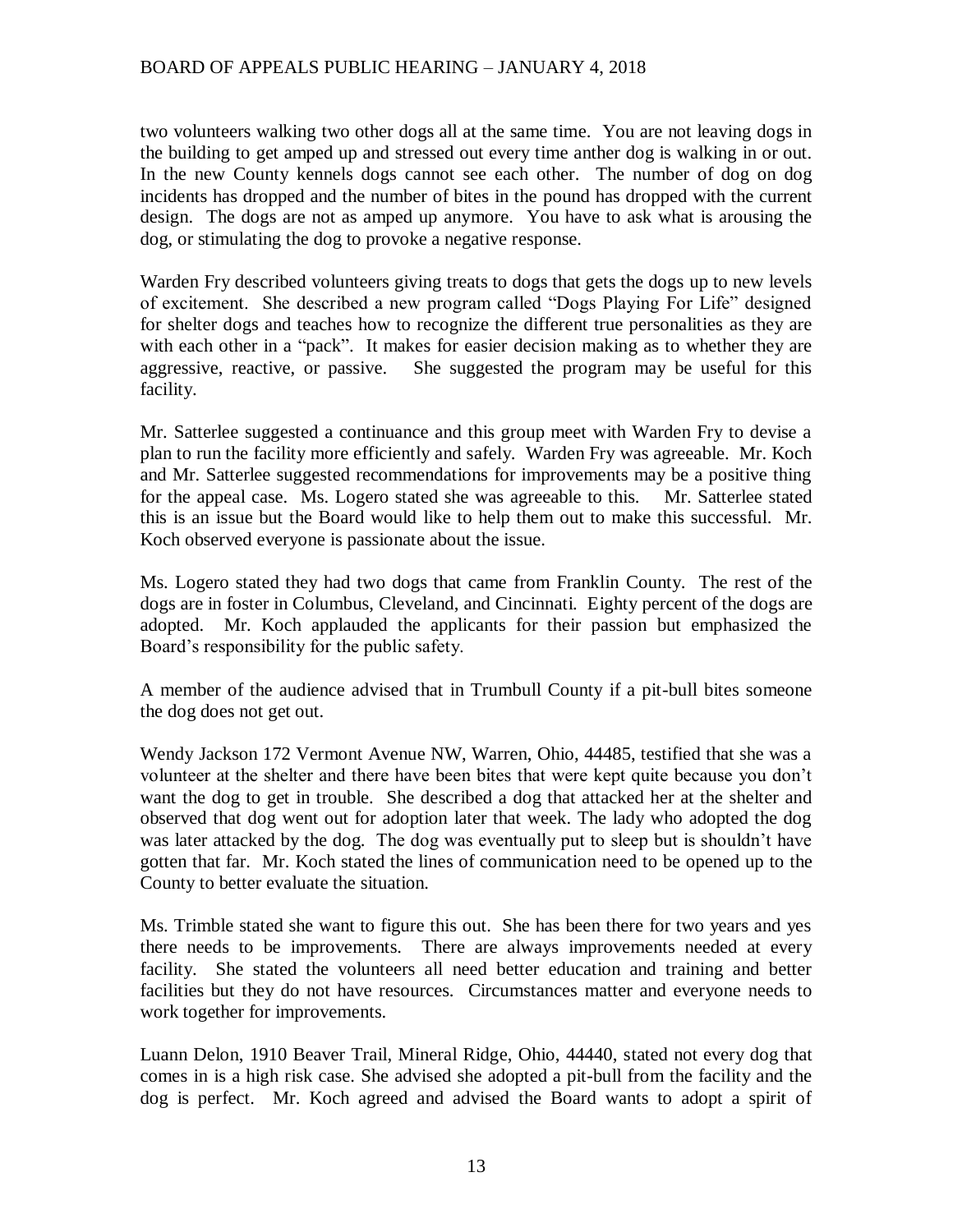two volunteers walking two other dogs all at the same time. You are not leaving dogs in the building to get amped up and stressed out every time anther dog is walking in or out. In the new County kennels dogs cannot see each other. The number of dog on dog incidents has dropped and the number of bites in the pound has dropped with the current design. The dogs are not as amped up anymore. You have to ask what is arousing the dog, or stimulating the dog to provoke a negative response.

Warden Fry described volunteers giving treats to dogs that gets the dogs up to new levels of excitement. She described a new program called "Dogs Playing For Life" designed for shelter dogs and teaches how to recognize the different true personalities as they are with each other in a "pack". It makes for easier decision making as to whether they are aggressive, reactive, or passive. She suggested the program may be useful for this facility.

Mr. Satterlee suggested a continuance and this group meet with Warden Fry to devise a plan to run the facility more efficiently and safely. Warden Fry was agreeable. Mr. Koch and Mr. Satterlee suggested recommendations for improvements may be a positive thing for the appeal case. Ms. Logero stated she was agreeable to this. Mr. Satterlee stated this is an issue but the Board would like to help them out to make this successful. Mr. Koch observed everyone is passionate about the issue.

Ms. Logero stated they had two dogs that came from Franklin County. The rest of the dogs are in foster in Columbus, Cleveland, and Cincinnati. Eighty percent of the dogs are adopted. Mr. Koch applauded the applicants for their passion but emphasized the Board's responsibility for the public safety.

A member of the audience advised that in Trumbull County if a pit-bull bites someone the dog does not get out.

Wendy Jackson 172 Vermont Avenue NW, Warren, Ohio, 44485, testified that she was a volunteer at the shelter and there have been bites that were kept quite because you don't want the dog to get in trouble. She described a dog that attacked her at the shelter and observed that dog went out for adoption later that week. The lady who adopted the dog was later attacked by the dog. The dog was eventually put to sleep but is shouldn't have gotten that far. Mr. Koch stated the lines of communication need to be opened up to the County to better evaluate the situation.

Ms. Trimble stated she want to figure this out. She has been there for two years and yes there needs to be improvements. There are always improvements needed at every facility. She stated the volunteers all need better education and training and better facilities but they do not have resources. Circumstances matter and everyone needs to work together for improvements.

Luann Delon, 1910 Beaver Trail, Mineral Ridge, Ohio, 44440, stated not every dog that comes in is a high risk case. She advised she adopted a pit-bull from the facility and the dog is perfect. Mr. Koch agreed and advised the Board wants to adopt a spirit of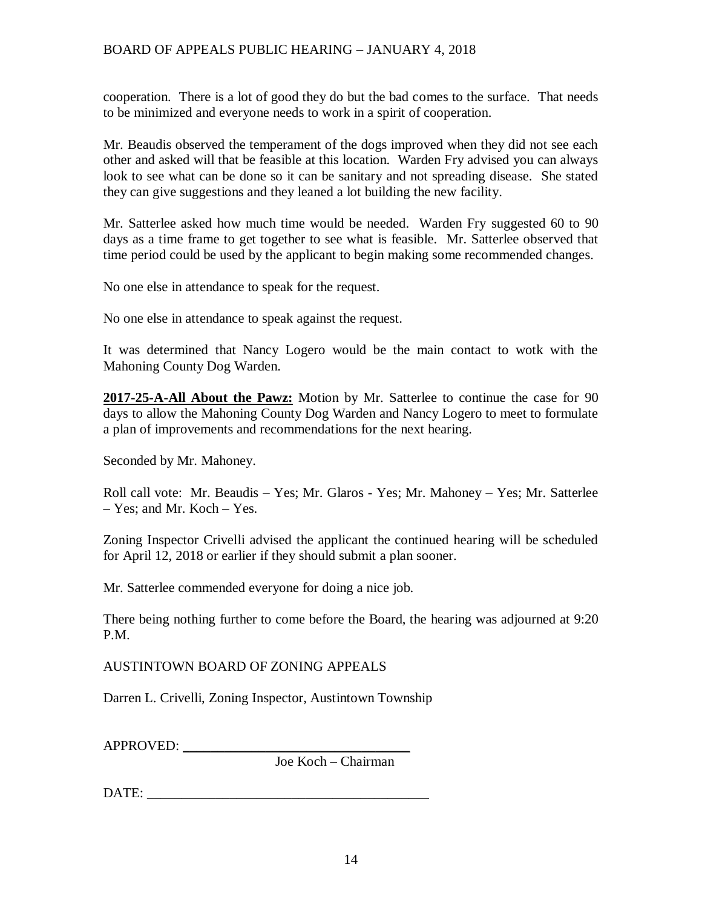cooperation. There is a lot of good they do but the bad comes to the surface. That needs to be minimized and everyone needs to work in a spirit of cooperation.

Mr. Beaudis observed the temperament of the dogs improved when they did not see each other and asked will that be feasible at this location. Warden Fry advised you can always look to see what can be done so it can be sanitary and not spreading disease. She stated they can give suggestions and they leaned a lot building the new facility.

Mr. Satterlee asked how much time would be needed. Warden Fry suggested 60 to 90 days as a time frame to get together to see what is feasible. Mr. Satterlee observed that time period could be used by the applicant to begin making some recommended changes.

No one else in attendance to speak for the request.

No one else in attendance to speak against the request.

It was determined that Nancy Logero would be the main contact to wotk with the Mahoning County Dog Warden.

**2017-25-A-All About the Pawz:** Motion by Mr. Satterlee to continue the case for 90 days to allow the Mahoning County Dog Warden and Nancy Logero to meet to formulate a plan of improvements and recommendations for the next hearing.

Seconded by Mr. Mahoney.

Roll call vote: Mr. Beaudis – Yes; Mr. Glaros - Yes; Mr. Mahoney – Yes; Mr. Satterlee – Yes; and Mr. Koch – Yes.

Zoning Inspector Crivelli advised the applicant the continued hearing will be scheduled for April 12, 2018 or earlier if they should submit a plan sooner.

Mr. Satterlee commended everyone for doing a nice job.

There being nothing further to come before the Board, the hearing was adjourned at 9:20 P.M.

AUSTINTOWN BOARD OF ZONING APPEALS

Darren L. Crivelli, Zoning Inspector, Austintown Township

APPROVED: ________________________________
Joe Koch – Chairman

DATE: ________________________________________